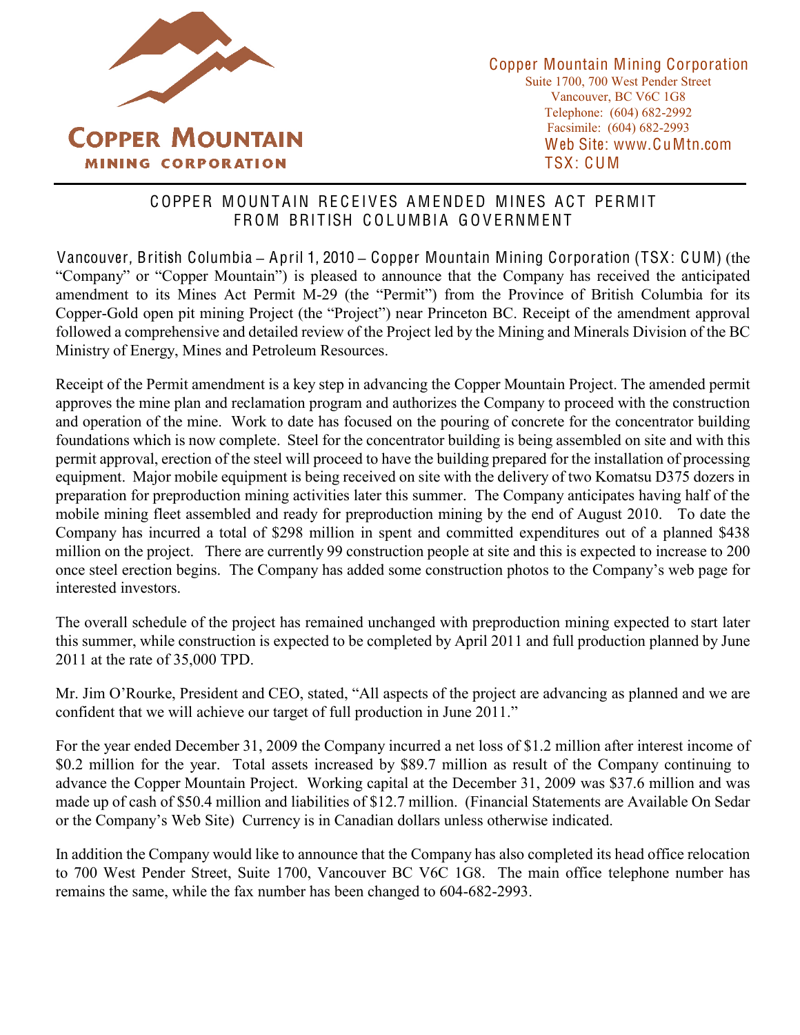**COPPER MOUNTAIN**
**MINING CORPORATION**

Copper Mountain Mining Corporation
Suite 1700, 700 West Pender Street
Vancouver, BC V6C 1G8
Telephone: (604) 682-2992
Facsimile: (604) 682-2993
Web Site: www.CuMtn.com
TSX: CUM

# COPPER MOUNTAIN RECEIVES AMENDED MINES ACT PERMIT FROM BRITISH COLUMBIA GOVERNMENT

Vancouver, British Columbia – April 1, 2010 – Copper Mountain Mining Corporation (TSX: CUM) (the "Company" or "Copper Mountain") is pleased to announce that the Company has received the anticipated amendment to its Mines Act Permit M-29 (the "Permit") from the Province of British Columbia for its Copper-Gold open pit mining Project (the "Project") near Princeton BC. Receipt of the amendment approval followed a comprehensive and detailed review of the Project led by the Mining and Minerals Division of the BC Ministry of Energy, Mines and Petroleum Resources.

Receipt of the Permit amendment is a key step in advancing the Copper Mountain Project. The amended permit approves the mine plan and reclamation program and authorizes the Company to proceed with the construction and operation of the mine. Work to date has focused on the pouring of concrete for the concentrator building foundations which is now complete. Steel for the concentrator building is being assembled on site and with this permit approval, erection of the steel will proceed to have the building prepared for the installation of processing equipment. Major mobile equipment is being received on site with the delivery of two Komatsu D375 dozers in preparation for preproduction mining activities later this summer. The Company anticipates having half of the mobile mining fleet assembled and ready for preproduction mining by the end of August 2010. To date the Company has incurred a total of $298 million in spent and committed expenditures out of a planned $438 million on the project. There are currently 99 construction people at site and this is expected to increase to 200 once steel erection begins. The Company has added some construction photos to the Company's web page for interested investors.

The overall schedule of the project has remained unchanged with preproduction mining expected to start later this summer, while construction is expected to be completed by April 2011 and full production planned by June 2011 at the rate of 35,000 TPD.

Mr. Jim O'Rourke, President and CEO, stated, "All aspects of the project are advancing as planned and we are confident that we will achieve our target of full production in June 2011."

For the year ended December 31, 2009 the Company incurred a net loss of $1.2 million after interest income of $0.2 million for the year. Total assets increased by $89.7 million as result of the Company continuing to advance the Copper Mountain Project. Working capital at the December 31, 2009 was $37.6 million and was made up of cash of $50.4 million and liabilities of $12.7 million. (Financial Statements are Available On Sedar or the Company's Web Site) Currency is in Canadian dollars unless otherwise indicated.

In addition the Company would like to announce that the Company has also completed its head office relocation to 700 West Pender Street, Suite 1700, Vancouver BC V6C 1G8. The main office telephone number has remains the same, while the fax number has been changed to 604-682-2993.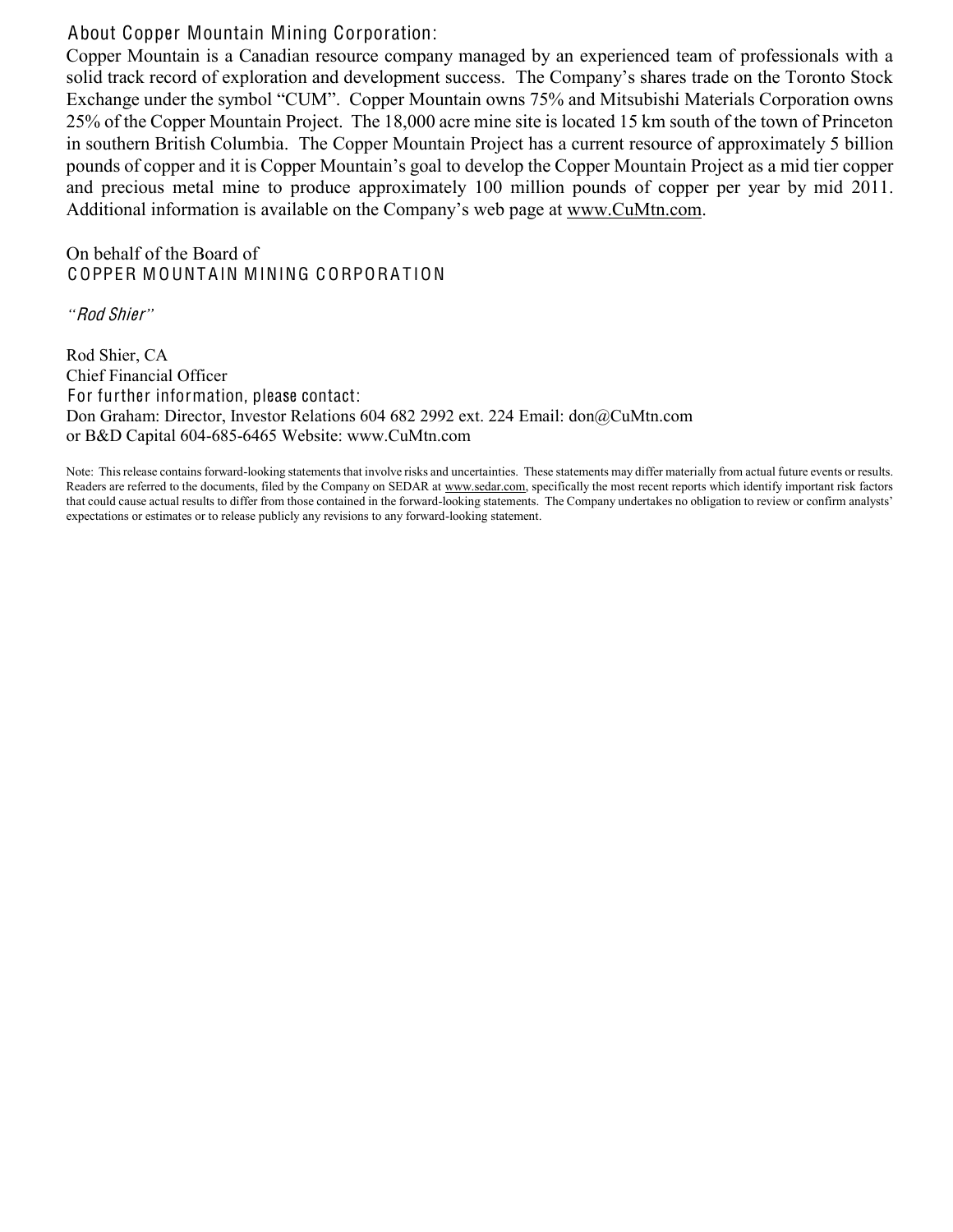## About Copper Mountain Mining Corporation:

Copper Mountain is a Canadian resource company managed by an experienced team of professionals with a solid track record of exploration and development success. The Company's shares trade on the Toronto Stock Exchange under the symbol "CUM". Copper Mountain owns 75% and Mitsubishi Materials Corporation owns 25% of the Copper Mountain Project. The 18,000 acre mine site is located 15 km south of the town of Princeton in southern British Columbia. The Copper Mountain Project has a current resource of approximately 5 billion pounds of copper and it is Copper Mountain's goal to develop the Copper Mountain Project as a mid tier copper and precious metal mine to produce approximately 100 million pounds of copper per year by mid 2011. Additional information is available on the Company's web page at www.CuMtn.com.

On behalf of the Board of
COPPER MOUNTAIN MINING CORPORATION

*"Rod Shier"*

Rod Shier, CA
Chief Financial Officer
For further information, please contact:
Don Graham: Director, Investor Relations 604 682 2992 ext. 224 Email: don@CuMtn.com
or B&D Capital 604-685-6465 Website: www.CuMtn.com

Note: This release contains forward-looking statements that involve risks and uncertainties. These statements may differ materially from actual future events or results. Readers are referred to the documents, filed by the Company on SEDAR at www.sedar.com, specifically the most recent reports which identify important risk factors that could cause actual results to differ from those contained in the forward-looking statements. The Company undertakes no obligation to review or confirm analysts' expectations or estimates or to release publicly any revisions to any forward-looking statement.